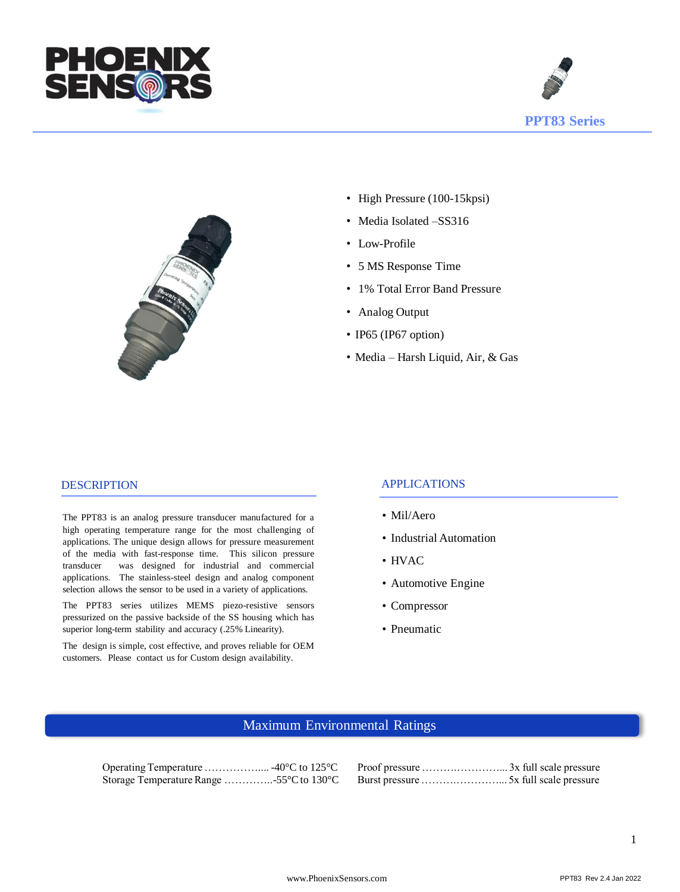# PPT83 Series

- High Pressure (100-15kpsi)
- Media Isolated –SS316
- Low-Profile
- 5 MS Response Time
- 1% Total Error Band Pressure
- Analog Output
- IP65 (IP67 option)
- Media – Harsh Liquid, Air, & Gas

## DESCRIPTION

The PPT83 is an analog pressure transducer manufactured for a high operating temperature range for the most challenging of applications. The unique design allows for pressure measurement of the media with fast-response time. This silicon pressure transducer was designed for industrial and commercial applications. The stainless-steel design and analog component selection allows the sensor to be used in a variety of applications.

The PPT83 series utilizes MEMS piezo-resistive sensors pressurized on the passive backside of the SS housing which has superior long-term stability and accuracy (.25% Linearity).

The design is simple, cost effective, and proves reliable for OEM customers. Please contact us for Custom design availability.

## APPLICATIONS

- Mil/Aero
- Industrial Automation
- HVAC
- Automotive Engine
- Compressor
- Pneumatic

## Maximum Environmental Ratings

Operating Temperature ……………..... -40°C to 125°C
Storage Temperature Range …………..-55°C to 130°C

Proof pressure ……….…………... 3x full scale pressure
Burst pressure ……….…………... 5x full scale pressure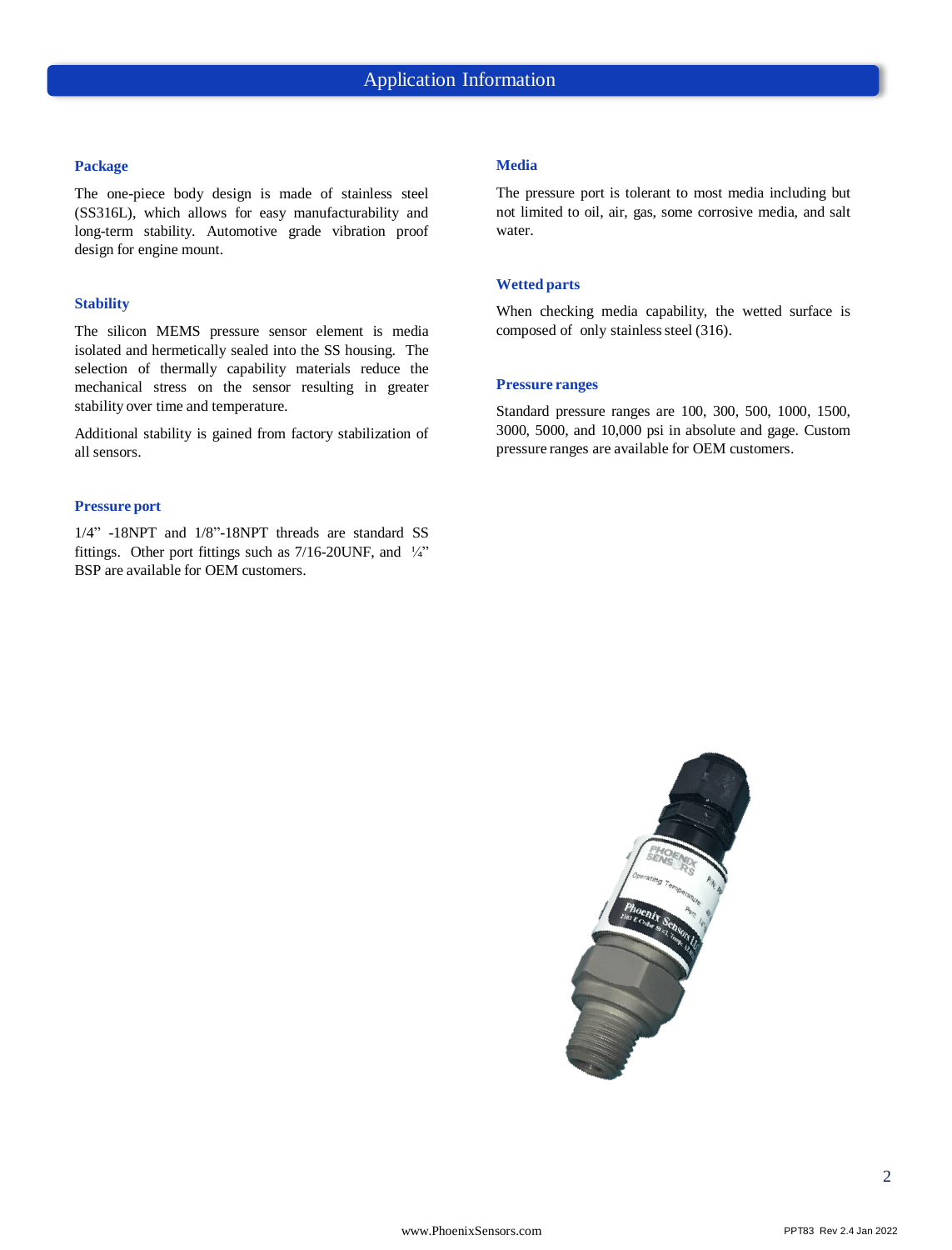# Application Information

### Package

The one-piece body design is made of stainless steel (SS316L), which allows for easy manufacturability and long-term stability. Automotive grade vibration proof design for engine mount.

### Stability

The silicon MEMS pressure sensor element is media isolated and hermetically sealed into the SS housing. The selection of thermally capability materials reduce the mechanical stress on the sensor resulting in greater stability over time and temperature.

Additional stability is gained from factory stabilization of all sensors.

### Pressure port

1/4" -18NPT and 1/8"-18NPT threads are standard SS fittings. Other port fittings such as 7/16-20UNF, and ¼" BSP are available for OEM customers.

### Media

The pressure port is tolerant to most media including but not limited to oil, air, gas, some corrosive media, and salt water.

### Wetted parts

When checking media capability, the wetted surface is composed of only stainless steel (316).

### Pressure ranges

Standard pressure ranges are 100, 300, 500, 1000, 1500, 3000, 5000, and 10,000 psi in absolute and gage. Custom pressure ranges are available for OEM customers.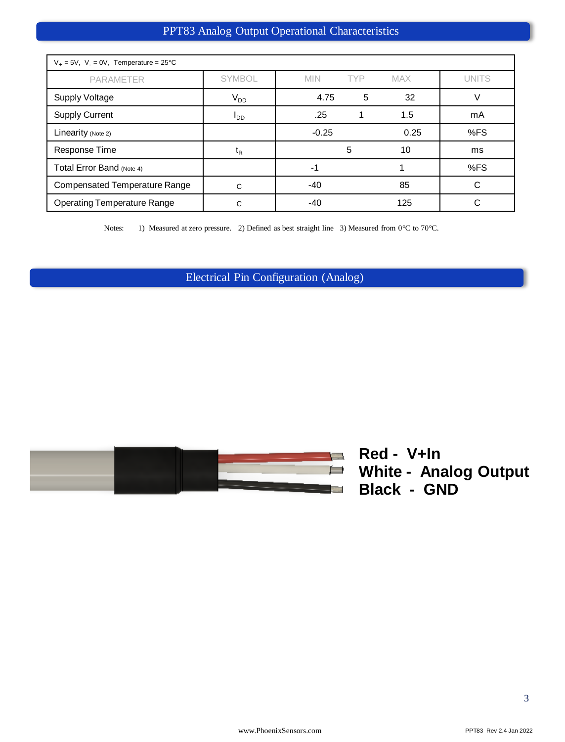## PPT83 Analog Output Operational Characteristics

| $V_+$ = 5V, $V_-$ = 0V, Temperature = 25°C | | | | | |
|---|---|---|---|---|---|
| PARAMETER | SYMBOL | MIN | TYP | MAX | UNITS |
| Supply Voltage | $V_{DD}$ | 4.75 | 5 | 32 | V |
| Supply Current | $I_{DD}$ | .25 | 1 | 1.5 | mA |
| Linearity (Note 2) | | -0.25 | | 0.25 | %FS |
| Response Time | $t_R$ | | 5 | 10 | ms |
| Total Error Band (Note 4) | | -1 | | 1 | %FS |
| Compensated Temperature Range | C | -40 | | 85 | C |
| Operating Temperature Range | C | -40 | | 125 | C |

Notes: 1) Measured at zero pressure. 2) Defined as best straight line 3) Measured from 0°C to 70°C.

## Electrical Pin Configuration (Analog)

**Red - V+In**
**White - Analog Output**
**Black - GND**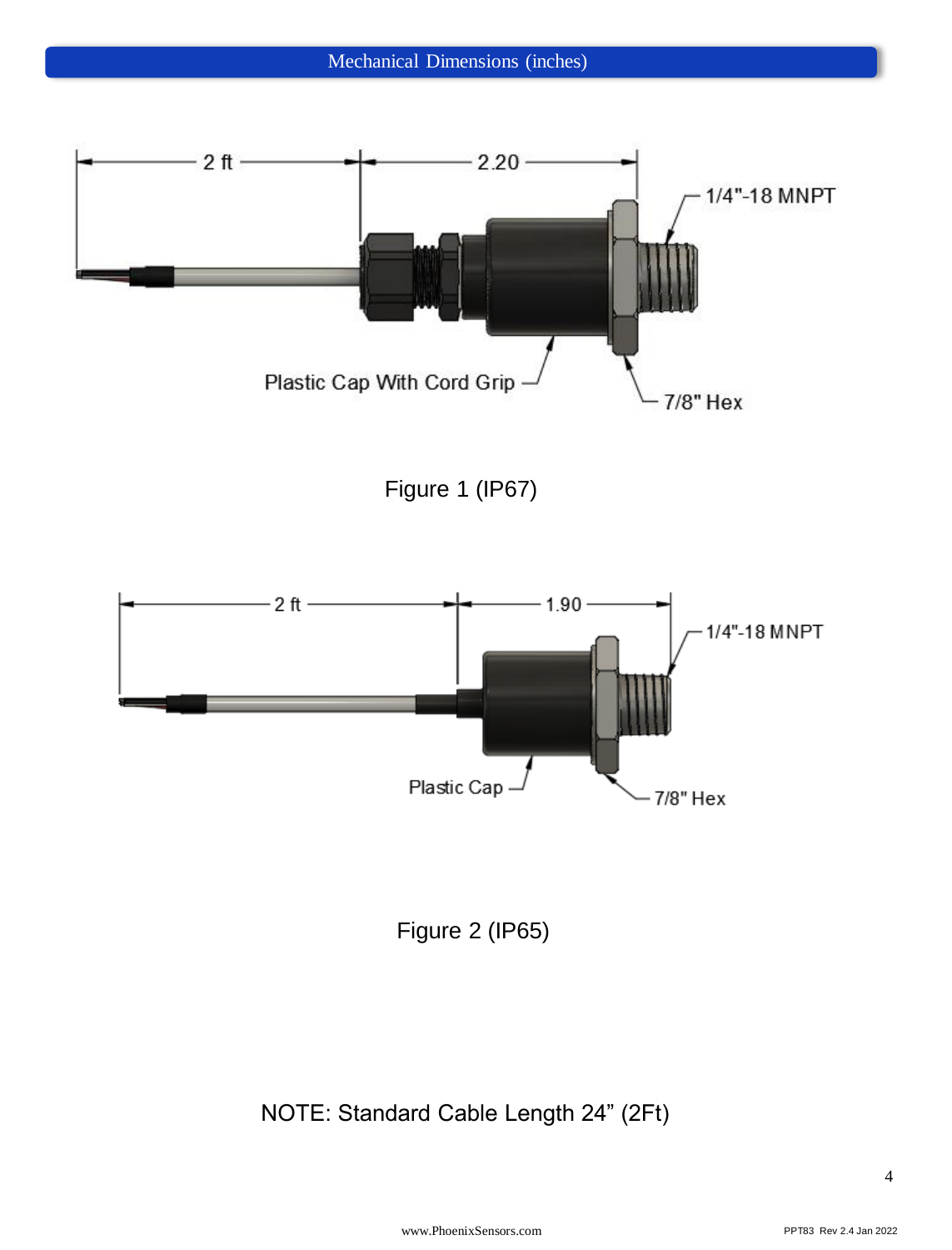## Mechanical Dimensions (inches)

2 ft

2.20

1/4"-18 MNPT

Plastic Cap With Cord Grip

7/8" Hex

Figure 1 (IP67)

2 ft

1.90

1/4"-18 MNPT

Plastic Cap

7/8" Hex

Figure 2 (IP65)

NOTE: Standard Cable Length 24" (2Ft)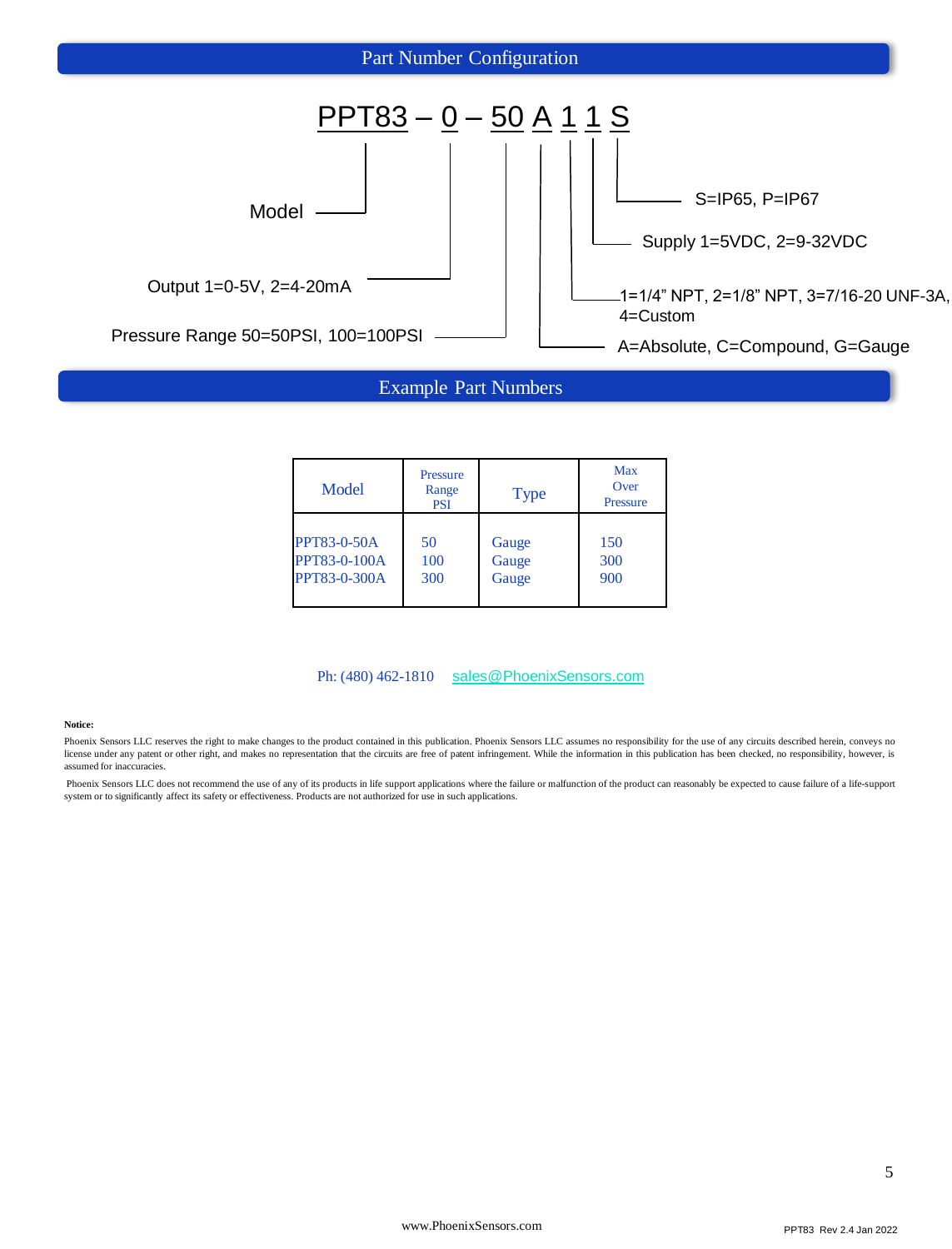## Part Number Configuration

PPT83 – 0 – 50 A 1 1 S

- Model: PPT83
- Output 1=0-5V, 2=4-20mA
- Pressure Range 50=50PSI, 100=100PSI
- A=Absolute, C=Compound, G=Gauge
- 1=1/4" NPT, 2=1/8" NPT, 3=7/16-20 UNF-3A, 4=Custom
- Supply 1=5VDC, 2=9-32VDC
- S=IP65, P=IP67

## Example Part Numbers

| Model | Pressure Range PSI | Type | Max Over Pressure |
|---|---|---|---|
| PPT83-0-50A | 50 | Gauge | 150 |
| PPT83-0-100A | 100 | Gauge | 300 |
| PPT83-0-300A | 300 | Gauge | 900 |

Ph: (480) 462-1810 sales@PhoenixSensors.com

**Notice:**

Phoenix Sensors LLC reserves the right to make changes to the product contained in this publication. Phoenix Sensors LLC assumes no responsibility for the use of any circuits described herein, conveys no license under any patent or other right, and makes no representation that the circuits are free of patent infringement. While the information in this publication has been checked, no responsibility, however, is assumed for inaccuracies.

Phoenix Sensors LLC does not recommend the use of any of its products in life support applications where the failure or malfunction of the product can reasonably be expected to cause failure of a life-support system or to significantly affect its safety or effectiveness. Products are not authorized for use in such applications.